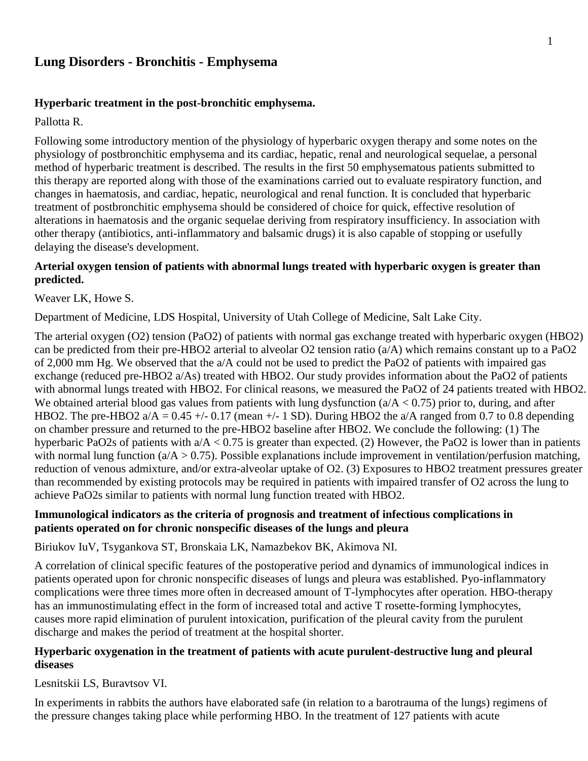# Lung Disorders - Bronchitis - Emphysema

### Hyperbaric treatment in the post-bronchitic emphysema.

Pallotta R.

Following some introductory mention of the physiology of hyperbaric oxygen therapy and some notes on the physiology of postbronchitic emphysema and its cardiac, hepatic, renal and neurological sequelae, a personal method of hyperbaric treatment is described. The results in the first 50 emphysematous patients submitted to this therapy are reported along with those of the examinations carried out to evaluate respiratory function, and changes in haematosis, and cardiac, hepatic, neurological and renal function. It is concluded that hyperbaric treatment of postbronchitic emphysema should be considered of choice for quick, effective resolution of alterations in haematosis and the organic sequelae deriving from respiratory insufficiency. In association with other therapy (antibiotics, anti-inflammatory and balsamic drugs) it is also capable of stopping or usefully delaying the disease's development.

### Arterial oxygen tension of patients with abnormal lungs treated with hyperbaric oxygen is greater than predicted.

Weaver LK, Howe S.

Department of Medicine, LDS Hospital, University of Utah College of Medicine, Salt Lake City.

The arterial oxygen (O2) tension (PaO2) of patients with normal gas exchange treated with hyperbaric oxygen (HBO2) can be predicted from their pre-HBO2 arterial to alveolar O2 tension ratio (a/A) which remains constant up to a PaO2 of 2,000 mm Hg. We observed that the a/A could not be used to predict the PaO2 of patients with impaired gas exchange (reduced pre-HBO2 a/As) treated with HBO2. Our study provides information about the PaO2 of patients with abnormal lungs treated with HBO2. For clinical reasons, we measured the PaO2 of 24 patients treated with HBO2. We obtained arterial blood gas values from patients with lung dysfunction ($a/A < 0.75$) prior to, during, and after HBO2. The pre-HBO2 $a/A = 0.45 \pm 0.17$ (mean +/- 1 SD). During HBO2 the a/A ranged from 0.7 to 0.8 depending on chamber pressure and returned to the pre-HBO2 baseline after HBO2. We conclude the following: (1) The hyperbaric PaO2s of patients with $a/A < 0.75$ is greater than expected. (2) However, the PaO2 is lower than in patients with normal lung function ($a/A > 0.75$). Possible explanations include improvement in ventilation/perfusion matching, reduction of venous admixture, and/or extra-alveolar uptake of O2. (3) Exposures to HBO2 treatment pressures greater than recommended by existing protocols may be required in patients with impaired transfer of O2 across the lung to achieve PaO2s similar to patients with normal lung function treated with HBO2.

### Immunological indicators as the criteria of prognosis and treatment of infectious complications in patients operated on for chronic nonspecific diseases of the lungs and pleura

Biriukov IuV, Tsygankova ST, Bronskaia LK, Namazbekov BK, Akimova NI.

A correlation of clinical specific features of the postoperative period and dynamics of immunological indices in patients operated upon for chronic nonspecific diseases of lungs and pleura was established. Pyo-inflammatory complications were three times more often in decreased amount of T-lymphocytes after operation. HBO-therapy has an immunostimulating effect in the form of increased total and active T rosette-forming lymphocytes, causes more rapid elimination of purulent intoxication, purification of the pleural cavity from the purulent discharge and makes the period of treatment at the hospital shorter.

### Hyperbaric oxygenation in the treatment of patients with acute purulent-destructive lung and pleural diseases

Lesnitskii LS, Buravtsov VI.

In experiments in rabbits the authors have elaborated safe (in relation to a barotrauma of the lungs) regimens of the pressure changes taking place while performing HBO. In the treatment of 127 patients with acute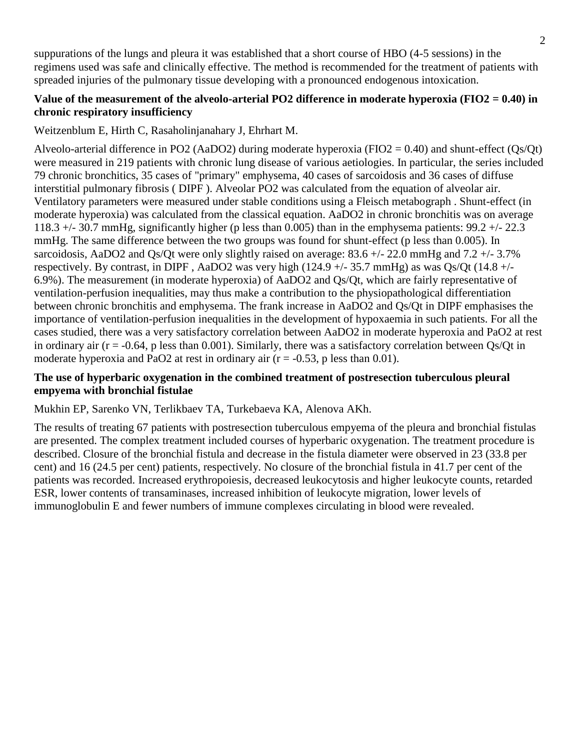suppurations of the lungs and pleura it was established that a short course of HBO (4-5 sessions) in the regimens used was safe and clinically effective. The method is recommended for the treatment of patients with spreaded injuries of the pulmonary tissue developing with a pronounced endogenous intoxication.

### Value of the measurement of the alveolo-arterial PO2 difference in moderate hyperoxia (FIO2 = 0.40) in chronic respiratory insufficiency

Weitzenblum E, Hirth C, Rasaholinjanahary J, Ehrhart M.

Alveolo-arterial difference in PO2 (AaDO2) during moderate hyperoxia (FIO2 = 0.40) and shunt-effect (Qs/Qt) were measured in 219 patients with chronic lung disease of various aetiologies. In particular, the series included 79 chronic bronchitics, 35 cases of "primary" emphysema, 40 cases of sarcoidosis and 36 cases of diffuse interstitial pulmonary fibrosis ( DIPF ). Alveolar PO2 was calculated from the equation of alveolar air. Ventilatory parameters were measured under stable conditions using a Fleisch metabograph . Shunt-effect (in moderate hyperoxia) was calculated from the classical equation. AaDO2 in chronic bronchitis was on average 118.3 +/- 30.7 mmHg, significantly higher (p less than 0.005) than in the emphysema patients: 99.2 +/- 22.3 mmHg. The same difference between the two groups was found for shunt-effect (p less than 0.005). In sarcoidosis, AaDO2 and Qs/Qt were only slightly raised on average: 83.6 +/- 22.0 mmHg and 7.2 +/- 3.7% respectively. By contrast, in DIPF , AaDO2 was very high (124.9 +/- 35.7 mmHg) as was Qs/Qt (14.8 +/- 6.9%). The measurement (in moderate hyperoxia) of AaDO2 and Qs/Qt, which are fairly representative of ventilation-perfusion inequalities, may thus make a contribution to the physiopathological differentiation between chronic bronchitis and emphysema. The frank increase in AaDO2 and Qs/Qt in DIPF emphasises the importance of ventilation-perfusion inequalities in the development of hypoxaemia in such patients. For all the cases studied, there was a very satisfactory correlation between AaDO2 in moderate hyperoxia and PaO2 at rest in ordinary air (r = -0.64, p less than 0.001). Similarly, there was a satisfactory correlation between Qs/Qt in moderate hyperoxia and PaO2 at rest in ordinary air (r = -0.53, p less than 0.01).

### The use of hyperbaric oxygenation in the combined treatment of postresection tuberculous pleural empyema with bronchial fistulae

Mukhin EP, Sarenko VN, Terlikbaev TA, Turkebaeva KA, Alenova AKh.

The results of treating 67 patients with postresection tuberculous empyema of the pleura and bronchial fistulas are presented. The complex treatment included courses of hyperbaric oxygenation. The treatment procedure is described. Closure of the bronchial fistula and decrease in the fistula diameter were observed in 23 (33.8 per cent) and 16 (24.5 per cent) patients, respectively. No closure of the bronchial fistula in 41.7 per cent of the patients was recorded. Increased erythropoiesis, decreased leukocytosis and higher leukocyte counts, retarded ESR, lower contents of transaminases, increased inhibition of leukocyte migration, lower levels of immunoglobulin E and fewer numbers of immune complexes circulating in blood were revealed.